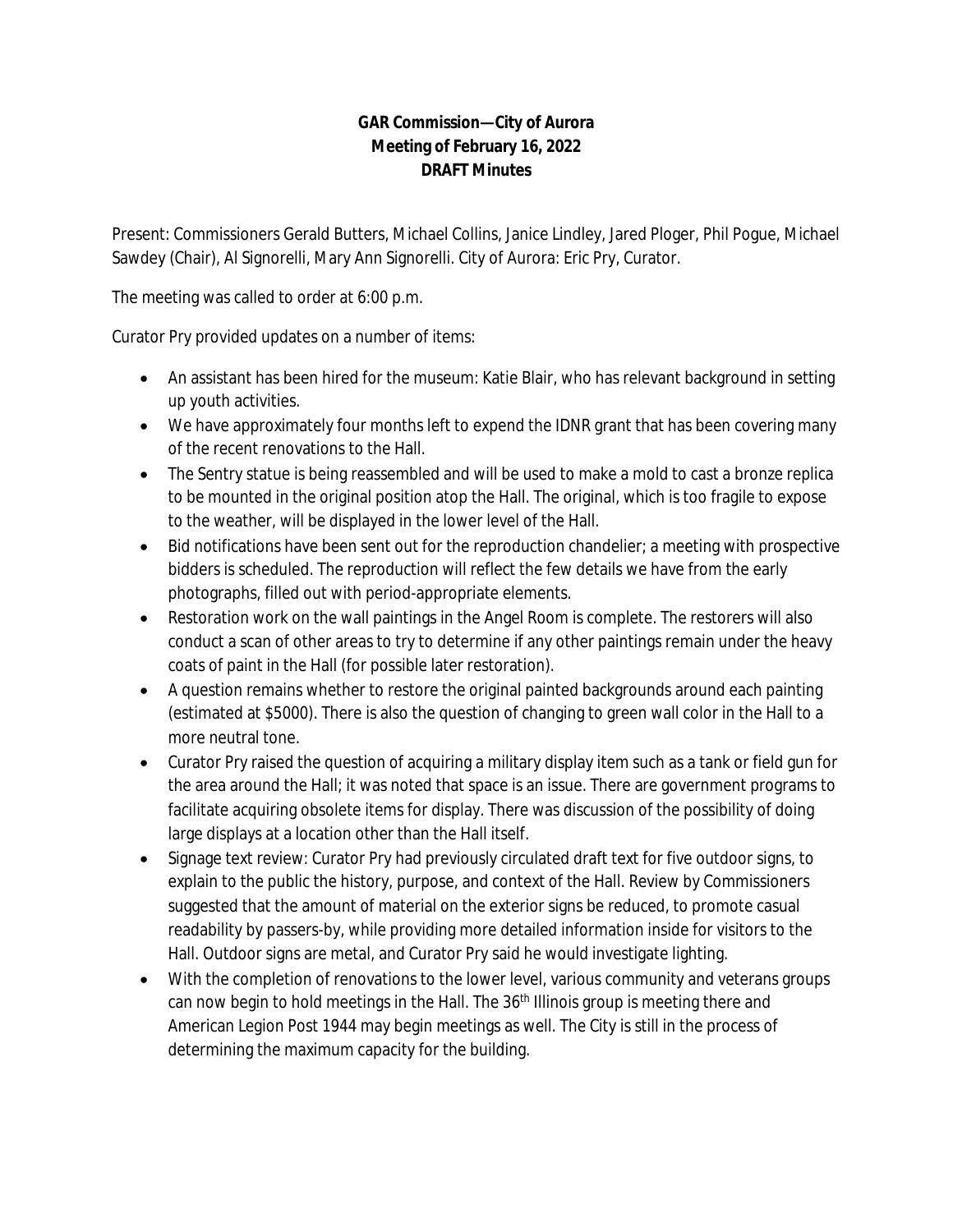**GAR Commission—City of Aurora**
**Meeting of February 16, 2022**
**DRAFT Minutes**

Present: Commissioners Gerald Butters, Michael Collins, Janice Lindley, Jared Ploger, Phil Pogue, Michael Sawdey (Chair), Al Signorelli, Mary Ann Signorelli. City of Aurora: Eric Pry, Curator.

The meeting was called to order at 6:00 p.m.

Curator Pry provided updates on a number of items:

- An assistant has been hired for the museum: Katie Blair, who has relevant background in setting up youth activities.
- We have approximately four months left to expend the IDNR grant that has been covering many of the recent renovations to the Hall.
- The Sentry statue is being reassembled and will be used to make a mold to cast a bronze replica to be mounted in the original position atop the Hall. The original, which is too fragile to expose to the weather, will be displayed in the lower level of the Hall.
- Bid notifications have been sent out for the reproduction chandelier; a meeting with prospective bidders is scheduled. The reproduction will reflect the few details we have from the early photographs, filled out with period-appropriate elements.
- Restoration work on the wall paintings in the Angel Room is complete. The restorers will also conduct a scan of other areas to try to determine if any other paintings remain under the heavy coats of paint in the Hall (for possible later restoration).
- A question remains whether to restore the original painted backgrounds around each painting (estimated at $5000). There is also the question of changing to green wall color in the Hall to a more neutral tone.
- Curator Pry raised the question of acquiring a military display item such as a tank or field gun for the area around the Hall; it was noted that space is an issue. There are government programs to facilitate acquiring obsolete items for display. There was discussion of the possibility of doing large displays at a location other than the Hall itself.
- Signage text review: Curator Pry had previously circulated draft text for five outdoor signs, to explain to the public the history, purpose, and context of the Hall. Review by Commissioners suggested that the amount of material on the exterior signs be reduced, to promote casual readability by passers-by, while providing more detailed information inside for visitors to the Hall. Outdoor signs are metal, and Curator Pry said he would investigate lighting.
- With the completion of renovations to the lower level, various community and veterans groups can now begin to hold meetings in the Hall. The 36th Illinois group is meeting there and American Legion Post 1944 may begin meetings as well. The City is still in the process of determining the maximum capacity for the building.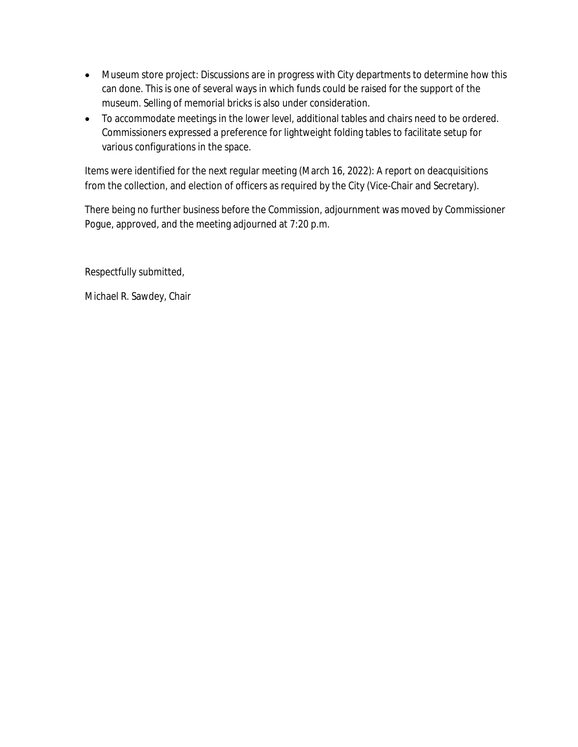- Museum store project: Discussions are in progress with City departments to determine how this can done. This is one of several ways in which funds could be raised for the support of the museum. Selling of memorial bricks is also under consideration.
- To accommodate meetings in the lower level, additional tables and chairs need to be ordered. Commissioners expressed a preference for lightweight folding tables to facilitate setup for various configurations in the space.

Items were identified for the next regular meeting (March 16, 2022): A report on deacquisitions from the collection, and election of officers as required by the City (Vice-Chair and Secretary).

There being no further business before the Commission, adjournment was moved by Commissioner Pogue, approved, and the meeting adjourned at 7:20 p.m.

Respectfully submitted,

Michael R. Sawdey, Chair